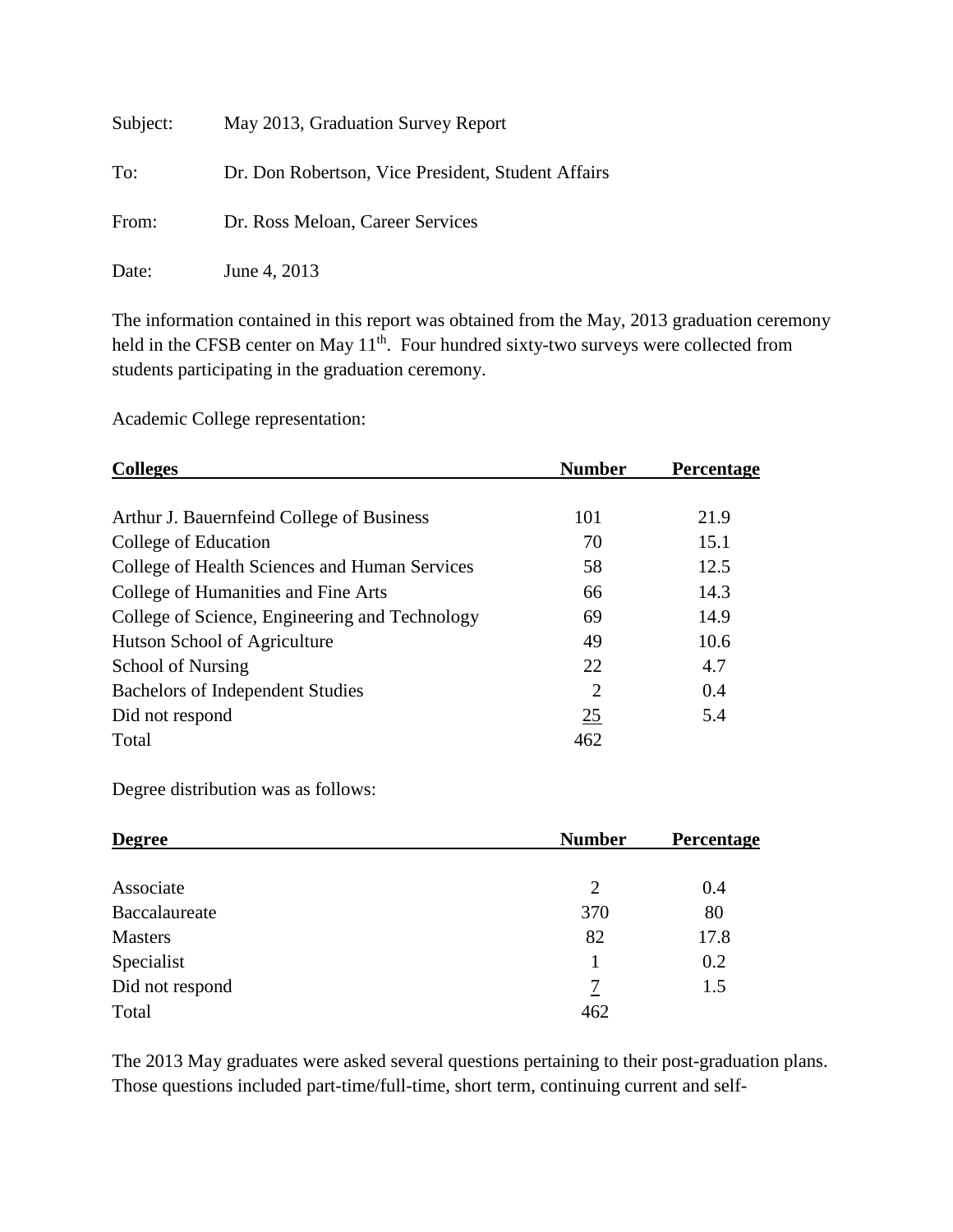Subject: May 2013, Graduation Survey Report

To: Dr. Don Robertson, Vice President, Student Affairs

From: Dr. Ross Meloan, Career Services

Date: June 4, 2013

The information contained in this report was obtained from the May, 2013 graduation ceremony held in the CFSB center on May 11th. Four hundred sixty-two surveys were collected from students participating in the graduation ceremony.

Academic College representation:

| Colleges | Number | Percentage |
|---|---|---|
| Arthur J. Bauernfeind College of Business | 101 | 21.9 |
| College of Education | 70 | 15.1 |
| College of Health Sciences and Human Services | 58 | 12.5 |
| College of Humanities and Fine Arts | 66 | 14.3 |
| College of Science, Engineering and Technology | 69 | 14.9 |
| Hutson School of Agriculture | 49 | 10.6 |
| School of Nursing | 22 | 4.7 |
| Bachelors of Independent Studies | 2 | 0.4 |
| Did not respond | 25 | 5.4 |
| Total | 462 | |

Degree distribution was as follows:

| Degree | Number | Percentage |
|---|---|---|
| Associate | 2 | 0.4 |
| Baccalaureate | 370 | 80 |
| Masters | 82 | 17.8 |
| Specialist | 1 | 0.2 |
| Did not respond | 7 | 1.5 |
| Total | 462 | |

The 2013 May graduates were asked several questions pertaining to their post-graduation plans. Those questions included part-time/full-time, short term, continuing current and self-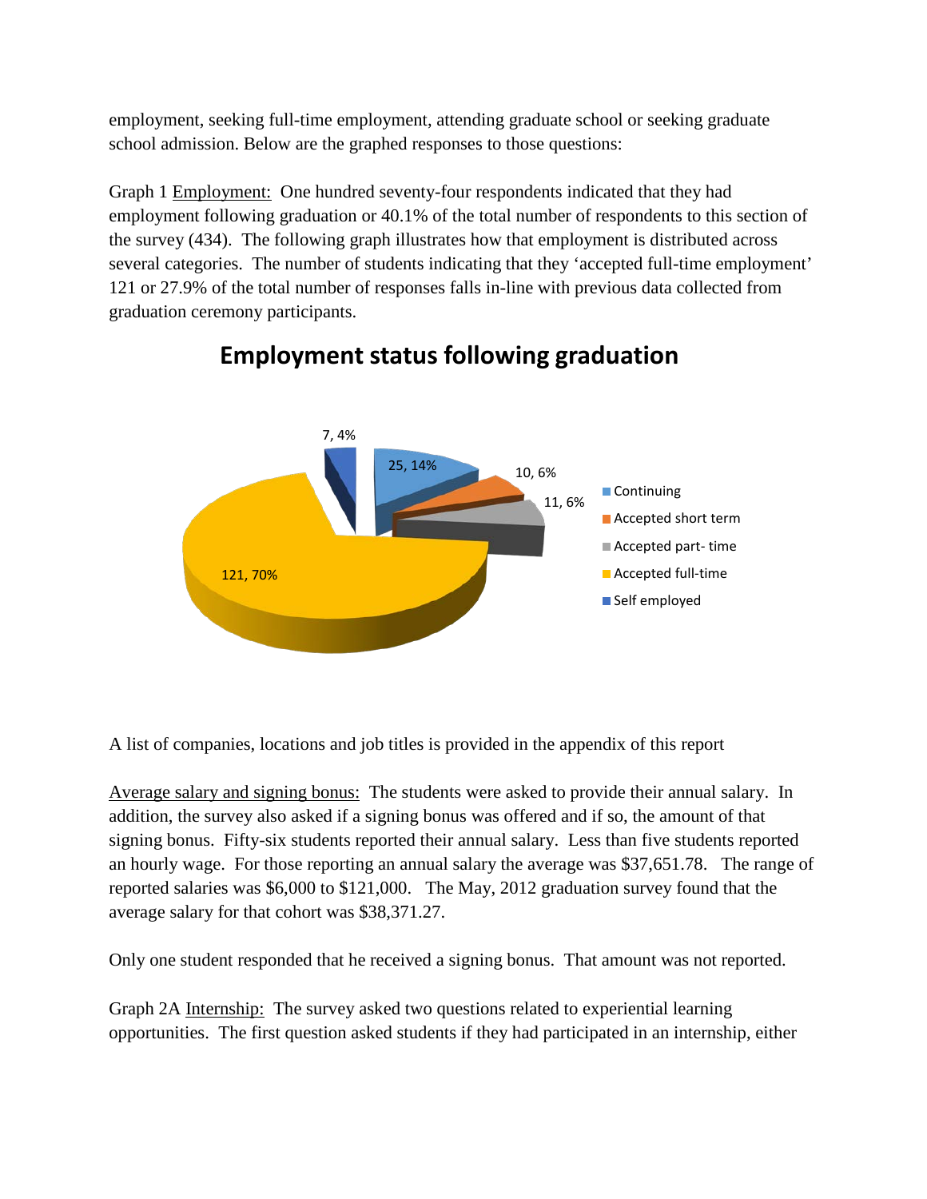employment, seeking full-time employment, attending graduate school or seeking graduate school admission. Below are the graphed responses to those questions:

Graph 1 Employment: One hundred seventy-four respondents indicated that they had employment following graduation or 40.1% of the total number of respondents to this section of the survey (434). The following graph illustrates how that employment is distributed across several categories. The number of students indicating that they 'accepted full-time employment' 121 or 27.9% of the total number of responses falls in-line with previous data collected from graduation ceremony participants.

**Employment status following graduation**

| Category | Count, % |
| --- | --- |
| Continuing | 25, 14% |
| Accepted short term | 10, 6% |
| Accepted part- time | 11, 6% |
| Accepted full-time | 121, 70% |
| Self employed | 7, 4% |

A list of companies, locations and job titles is provided in the appendix of this report

Average salary and signing bonus: The students were asked to provide their annual salary. In addition, the survey also asked if a signing bonus was offered and if so, the amount of that signing bonus. Fifty-six students reported their annual salary. Less than five students reported an hourly wage. For those reporting an annual salary the average was $37,651.78. The range of reported salaries was $6,000 to $121,000. The May, 2012 graduation survey found that the average salary for that cohort was $38,371.27.

Only one student responded that he received a signing bonus. That amount was not reported.

Graph 2A Internship: The survey asked two questions related to experiential learning opportunities. The first question asked students if they had participated in an internship, either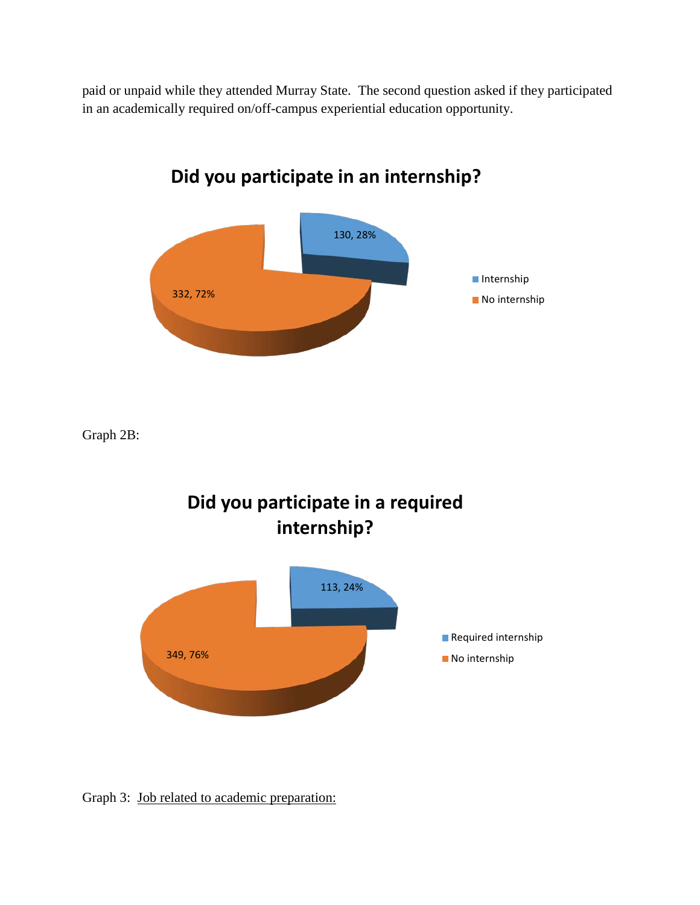paid or unpaid while they attended Murray State. The second question asked if they participated in an academically required on/off-campus experiential education opportunity.

**Did you participate in an internship?**

- Internship: 130, 28%
- No internship: 332, 72%

Graph 2B:

**Did you participate in a required internship?**

- Required internship: 113, 24%
- No internship: 349, 76%

Graph 3: Job related to academic preparation: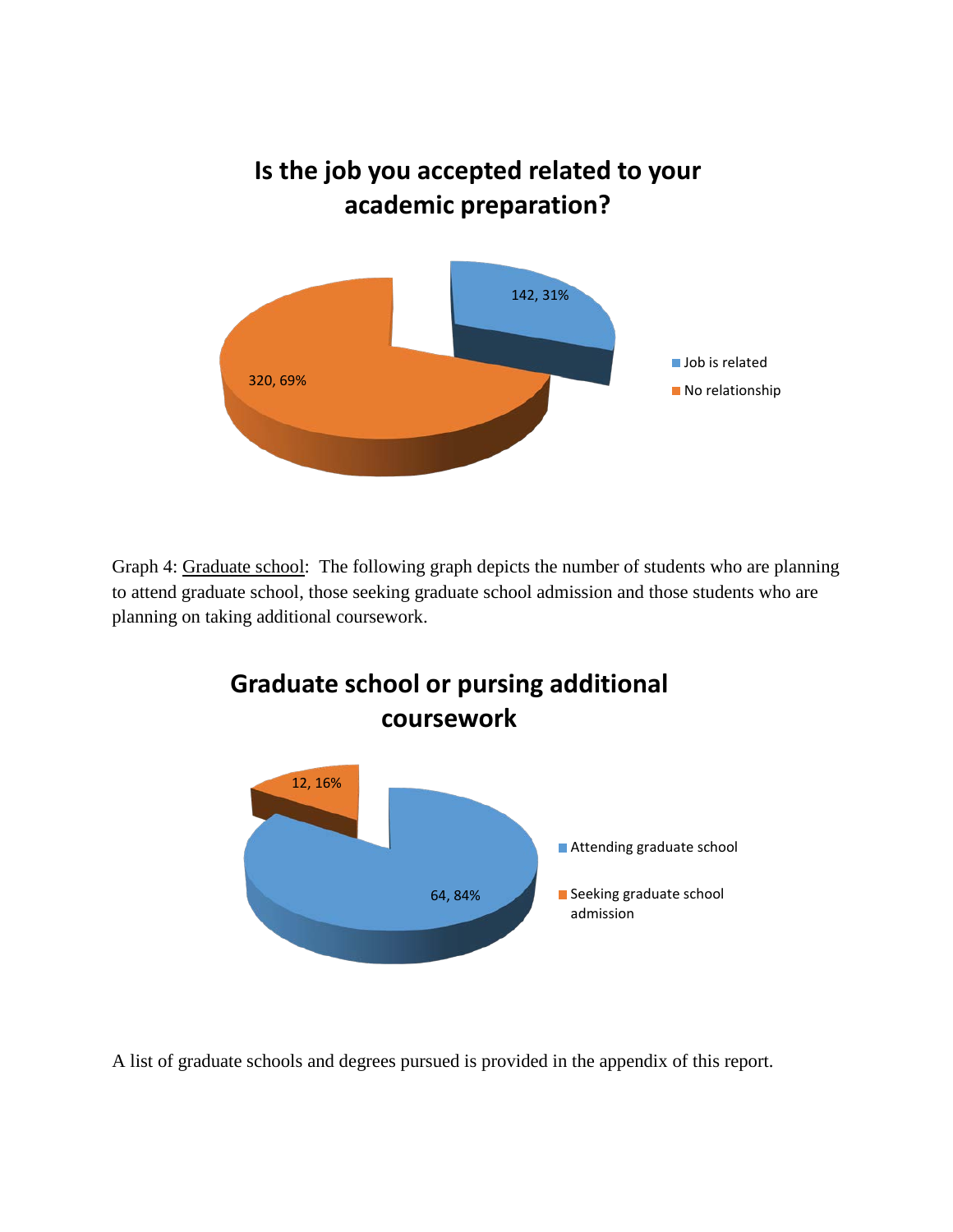**Is the job you accepted related to your academic preparation?**

| Response | Count | Percent |
|---|---|---|
| Job is related | 142 | 31% |
| No relationship | 320 | 69% |

Graph 4: Graduate school: The following graph depicts the number of students who are planning to attend graduate school, those seeking graduate school admission and those students who are planning on taking additional coursework.

**Graduate school or pursing additional coursework**

| Response | Count | Percent |
|---|---|---|
| Attending graduate school | 64 | 84% |
| Seeking graduate school admission | 12 | 16% |

A list of graduate schools and degrees pursued is provided in the appendix of this report.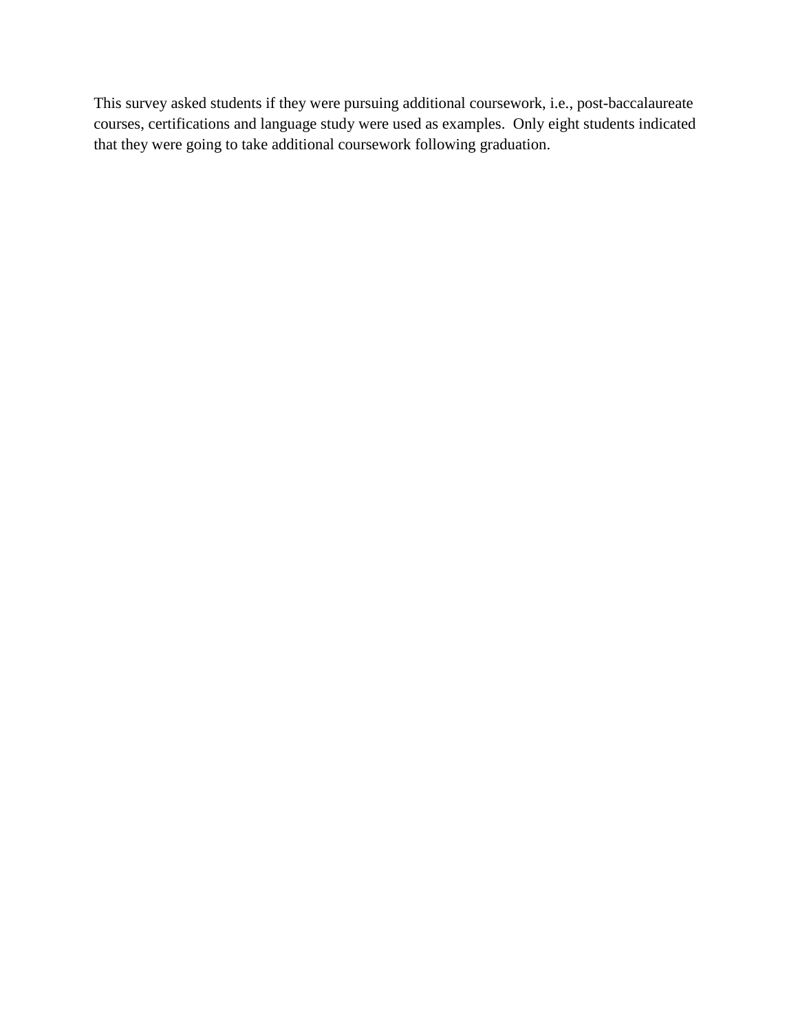This survey asked students if they were pursuing additional coursework, i.e., post-baccalaureate courses, certifications and language study were used as examples.  Only eight students indicated that they were going to take additional coursework following graduation.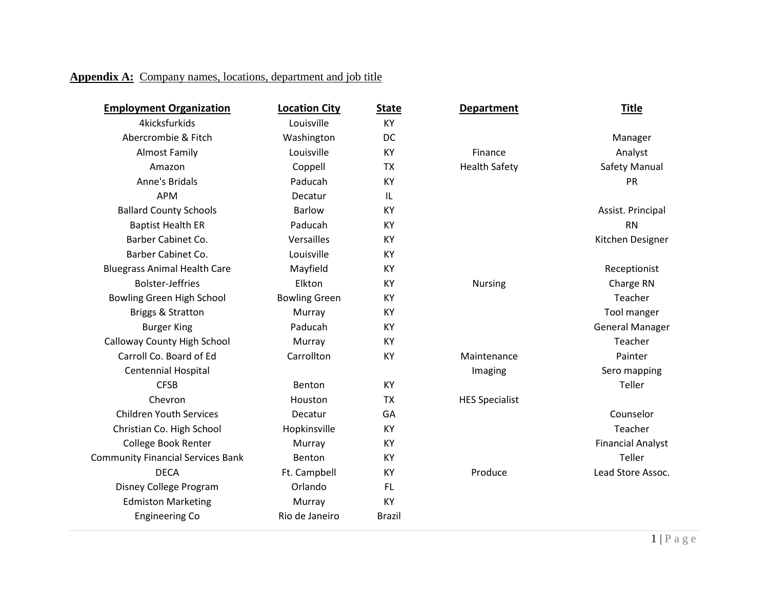**Appendix A:** Company names, locations, department and job title

| Employment Organization | Location City | State | Department | Title |
|---|---|---|---|---|
| 4kicksfurkids | Louisville | KY | | |
| Abercrombie & Fitch | Washington | DC | | Manager |
| Almost Family | Louisville | KY | Finance | Analyst |
| Amazon | Coppell | TX | Health Safety | Safety Manual |
| Anne's Bridals | Paducah | KY | | PR |
| APM | Decatur | IL | | |
| Ballard County Schools | Barlow | KY | | Assist. Principal |
| Baptist Health ER | Paducah | KY | | RN |
| Barber Cabinet Co. | Versailles | KY | | Kitchen Designer |
| Barber Cabinet Co. | Louisville | KY | | |
| Bluegrass Animal Health Care | Mayfield | KY | | Receptionist |
| Bolster-Jeffries | Elkton | KY | Nursing | Charge RN |
| Bowling Green High School | Bowling Green | KY | | Teacher |
| Briggs & Stratton | Murray | KY | | Tool manger |
| Burger King | Paducah | KY | | General Manager |
| Calloway County High School | Murray | KY | | Teacher |
| Carroll Co. Board of Ed | Carrollton | KY | Maintenance | Painter |
| Centennial Hospital | | | Imaging | Sero mapping |
| CFSB | Benton | KY | | Teller |
| Chevron | Houston | TX | HES Specialist | |
| Children Youth Services | Decatur | GA | | Counselor |
| Christian Co. High School | Hopkinsville | KY | | Teacher |
| College Book Renter | Murray | KY | | Financial Analyst |
| Community Financial Services Bank | Benton | KY | | Teller |
| DECA | Ft. Campbell | KY | Produce | Lead Store Assoc. |
| Disney College Program | Orlando | FL | | |
| Edmiston Marketing | Murray | KY | | |
| Engineering Co | Rio de Janeiro | Brazil | | |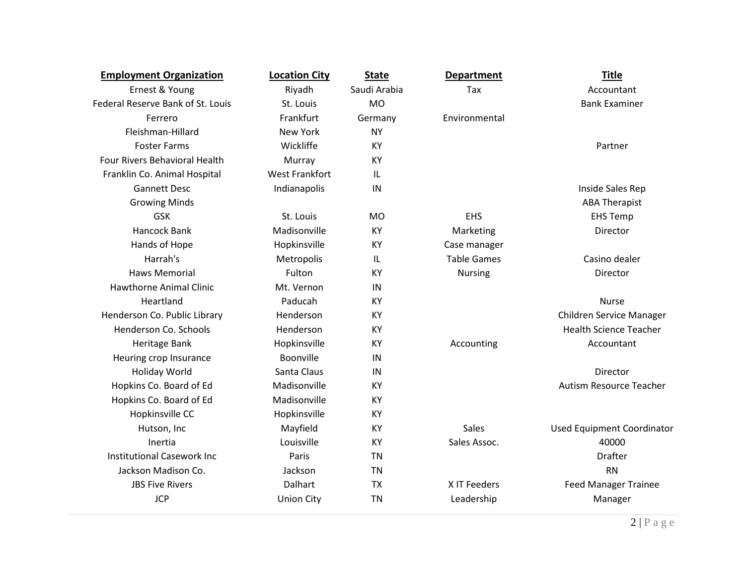| Employment Organization | Location City | State | Department | Title |
|---|---|---|---|---|
| Ernest & Young | Riyadh | Saudi Arabia | Tax | Accountant |
| Federal Reserve Bank of St. Louis | St. Louis | MO | | Bank Examiner |
| Ferrero | Frankfurt | Germany | Environmental | |
| Fleishman-Hillard | New York | NY | | |
| Foster Farms | Wickliffe | KY | | Partner |
| Four Rivers Behavioral Health | Murray | KY | | |
| Franklin Co. Animal Hospital | West Frankfort | IL | | |
| Gannett Desc | Indianapolis | IN | | Inside Sales Rep |
| Growing Minds | | | | ABA Therapist |
| GSK | St. Louis | MO | EHS | EHS Temp |
| Hancock Bank | Madisonville | KY | Marketing | Director |
| Hands of Hope | Hopkinsville | KY | Case manager | |
| Harrah's | Metropolis | IL | Table Games | Casino dealer |
| Haws Memorial | Fulton | KY | Nursing | Director |
| Hawthorne Animal Clinic | Mt. Vernon | IN | | |
| Heartland | Paducah | KY | | Nurse |
| Henderson Co. Public Library | Henderson | KY | | Children Service Manager |
| Henderson Co. Schools | Henderson | KY | | Health Science Teacher |
| Heritage Bank | Hopkinsville | KY | Accounting | Accountant |
| Heuring crop Insurance | Boonville | IN | | |
| Holiday World | Santa Claus | IN | | Director |
| Hopkins Co. Board of Ed | Madisonville | KY | | Autism Resource Teacher |
| Hopkins Co. Board of Ed | Madisonville | KY | | |
| Hopkinsville CC | Hopkinsville | KY | | |
| Hutson, Inc | Mayfield | KY | Sales | Used Equipment Coordinator |
| Inertia | Louisville | KY | Sales Assoc. | 40000 |
| Institutional Casework Inc | Paris | TN | | Drafter |
| Jackson Madison Co. | Jackson | TN | | RN |
| JBS Five Rivers | Dalhart | TX | X IT Feeders | Feed Manager Trainee |
| JCP | Union City | TN | Leadership | Manager |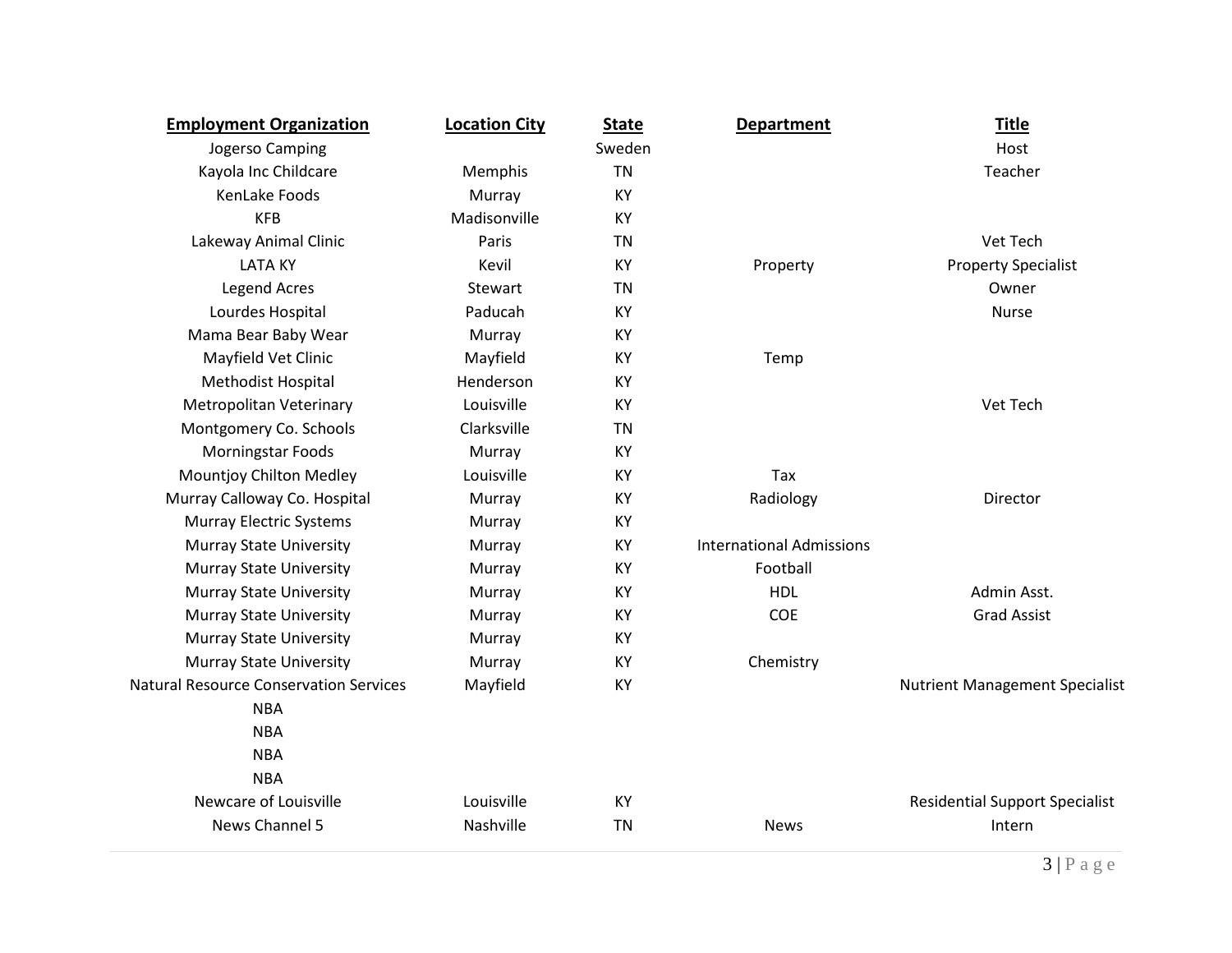| Employment Organization | Location City | State | Department | Title |
|---|---|---|---|---|
| Jogerso Camping | | Sweden | | Host |
| Kayola Inc Childcare | Memphis | TN | | Teacher |
| KenLake Foods | Murray | KY | | |
| KFB | Madisonville | KY | | |
| Lakeway Animal Clinic | Paris | TN | | Vet Tech |
| LATA KY | Kevil | KY | Property | Property Specialist |
| Legend Acres | Stewart | TN | | Owner |
| Lourdes Hospital | Paducah | KY | | Nurse |
| Mama Bear Baby Wear | Murray | KY | | |
| Mayfield Vet Clinic | Mayfield | KY | Temp | |
| Methodist Hospital | Henderson | KY | | |
| Metropolitan Veterinary | Louisville | KY | | Vet Tech |
| Montgomery Co. Schools | Clarksville | TN | | |
| Morningstar Foods | Murray | KY | | |
| Mountjoy Chilton Medley | Louisville | KY | Tax | |
| Murray Calloway Co. Hospital | Murray | KY | Radiology | Director |
| Murray Electric Systems | Murray | KY | | |
| Murray State University | Murray | KY | International Admissions | |
| Murray State University | Murray | KY | Football | |
| Murray State University | Murray | KY | HDL | Admin Asst. |
| Murray State University | Murray | KY | COE | Grad Assist |
| Murray State University | Murray | KY | | |
| Murray State University | Murray | KY | Chemistry | |
| Natural Resource Conservation Services | Mayfield | KY | | Nutrient Management Specialist |
| NBA | | | | |
| NBA | | | | |
| NBA | | | | |
| NBA | | | | |
| Newcare of Louisville | Louisville | KY | | Residential Support Specialist |
| News Channel 5 | Nashville | TN | News | Intern |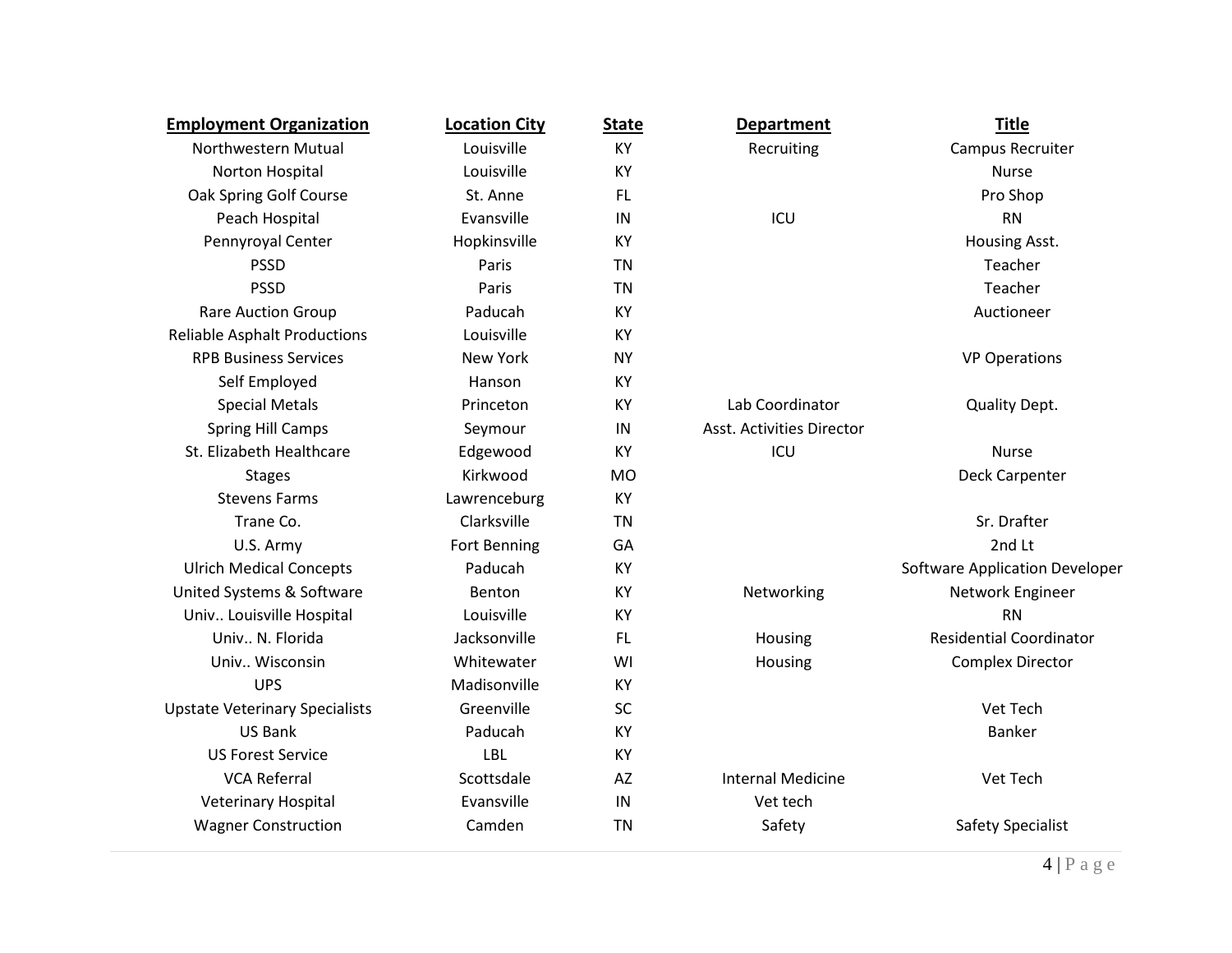| Employment Organization | Location City | State | Department | Title |
|---|---|---|---|---|
| Northwestern Mutual | Louisville | KY | Recruiting | Campus Recruiter |
| Norton Hospital | Louisville | KY | | Nurse |
| Oak Spring Golf Course | St. Anne | FL | | Pro Shop |
| Peach Hospital | Evansville | IN | ICU | RN |
| Pennyroyal Center | Hopkinsville | KY | | Housing Asst. |
| PSSD | Paris | TN | | Teacher |
| PSSD | Paris | TN | | Teacher |
| Rare Auction Group | Paducah | KY | | Auctioneer |
| Reliable Asphalt Productions | Louisville | KY | | |
| RPB Business Services | New York | NY | | VP Operations |
| Self Employed | Hanson | KY | | |
| Special Metals | Princeton | KY | Lab Coordinator | Quality Dept. |
| Spring Hill Camps | Seymour | IN | Asst. Activities Director | |
| St. Elizabeth Healthcare | Edgewood | KY | ICU | Nurse |
| Stages | Kirkwood | MO | | Deck Carpenter |
| Stevens Farms | Lawrenceburg | KY | | |
| Trane Co. | Clarksville | TN | | Sr. Drafter |
| U.S. Army | Fort Benning | GA | | 2nd Lt |
| Ulrich Medical Concepts | Paducah | KY | | Software Application Developer |
| United Systems & Software | Benton | KY | Networking | Network Engineer |
| Univ.. Louisville Hospital | Louisville | KY | | RN |
| Univ.. N. Florida | Jacksonville | FL | Housing | Residential Coordinator |
| Univ.. Wisconsin | Whitewater | WI | Housing | Complex Director |
| UPS | Madisonville | KY | | |
| Upstate Veterinary Specialists | Greenville | SC | | Vet Tech |
| US Bank | Paducah | KY | | Banker |
| US Forest Service | LBL | KY | | |
| VCA Referral | Scottsdale | AZ | Internal Medicine | Vet Tech |
| Veterinary Hospital | Evansville | IN | Vet tech | |
| Wagner Construction | Camden | TN | Safety | Safety Specialist |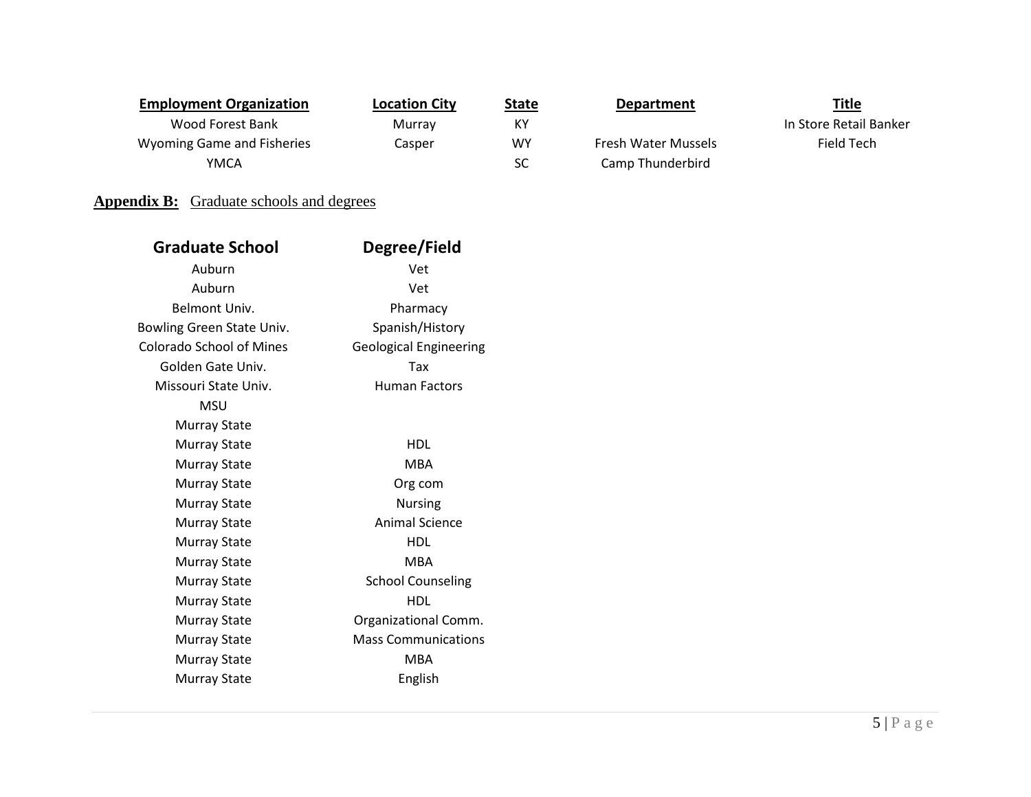| Employment Organization | Location City | State | Department | Title |
|---|---|---|---|---|
| Wood Forest Bank | Murray | KY | | In Store Retail Banker |
| Wyoming Game and Fisheries | Casper | WY | Fresh Water Mussels | Field Tech |
| YMCA | | SC | Camp Thunderbird | |

**Appendix B:** Graduate schools and degrees

| Graduate School | Degree/Field |
|---|---|
| Auburn | Vet |
| Auburn | Vet |
| Belmont Univ. | Pharmacy |
| Bowling Green State Univ. | Spanish/History |
| Colorado School of Mines | Geological Engineering |
| Golden Gate Univ. | Tax |
| Missouri State Univ. | Human Factors |
| MSU | |
| Murray State | |
| Murray State | HDL |
| Murray State | MBA |
| Murray State | Org com |
| Murray State | Nursing |
| Murray State | Animal Science |
| Murray State | HDL |
| Murray State | MBA |
| Murray State | School Counseling |
| Murray State | HDL |
| Murray State | Organizational Comm. |
| Murray State | Mass Communications |
| Murray State | MBA |
| Murray State | English |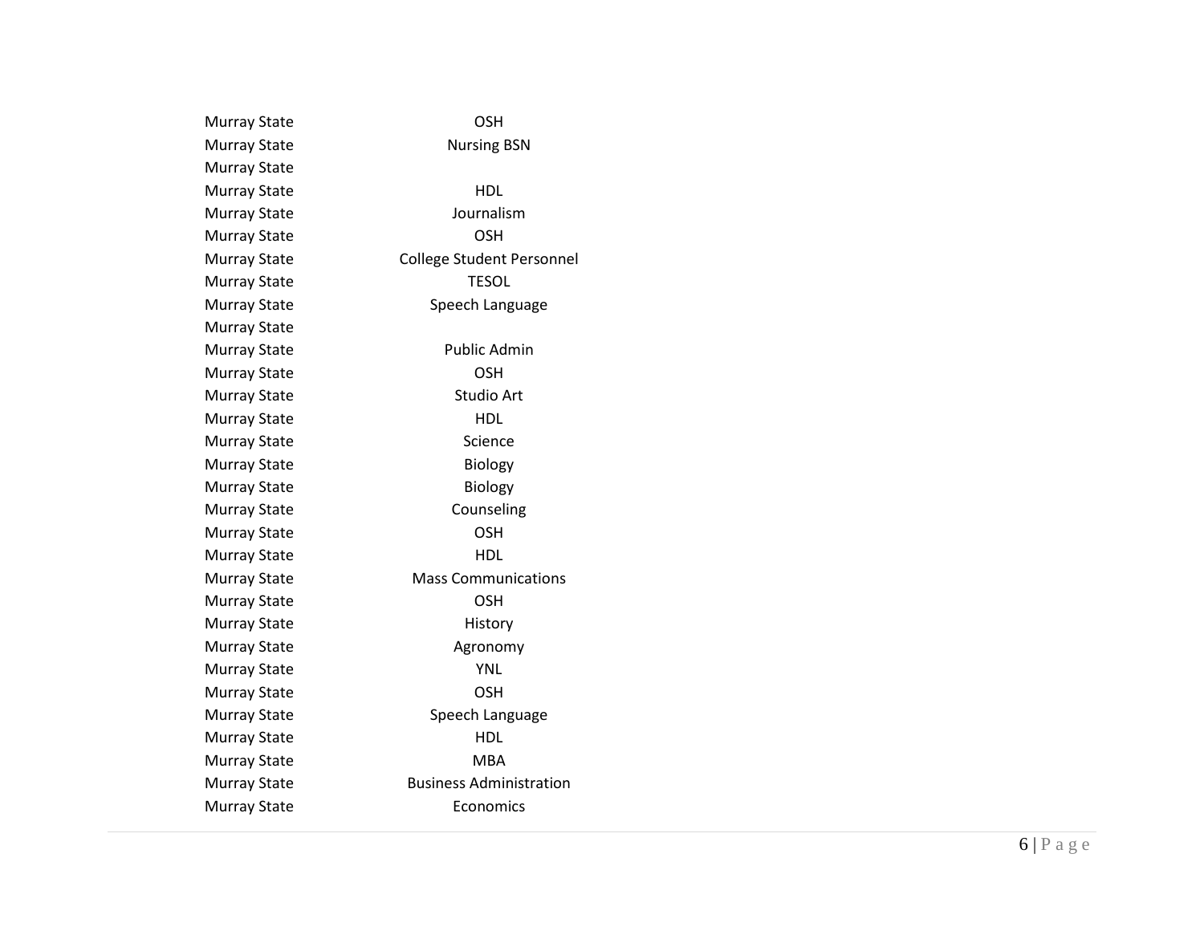| | |
|---|---|
| Murray State | OSH |
| Murray State | Nursing BSN |
| Murray State | |
| Murray State | HDL |
| Murray State | Journalism |
| Murray State | OSH |
| Murray State | College Student Personnel |
| Murray State | TESOL |
| Murray State | Speech Language |
| Murray State | |
| Murray State | Public Admin |
| Murray State | OSH |
| Murray State | Studio Art |
| Murray State | HDL |
| Murray State | Science |
| Murray State | Biology |
| Murray State | Biology |
| Murray State | Counseling |
| Murray State | OSH |
| Murray State | HDL |
| Murray State | Mass Communications |
| Murray State | OSH |
| Murray State | History |
| Murray State | Agronomy |
| Murray State | YNL |
| Murray State | OSH |
| Murray State | Speech Language |
| Murray State | HDL |
| Murray State | MBA |
| Murray State | Business Administration |
| Murray State | Economics |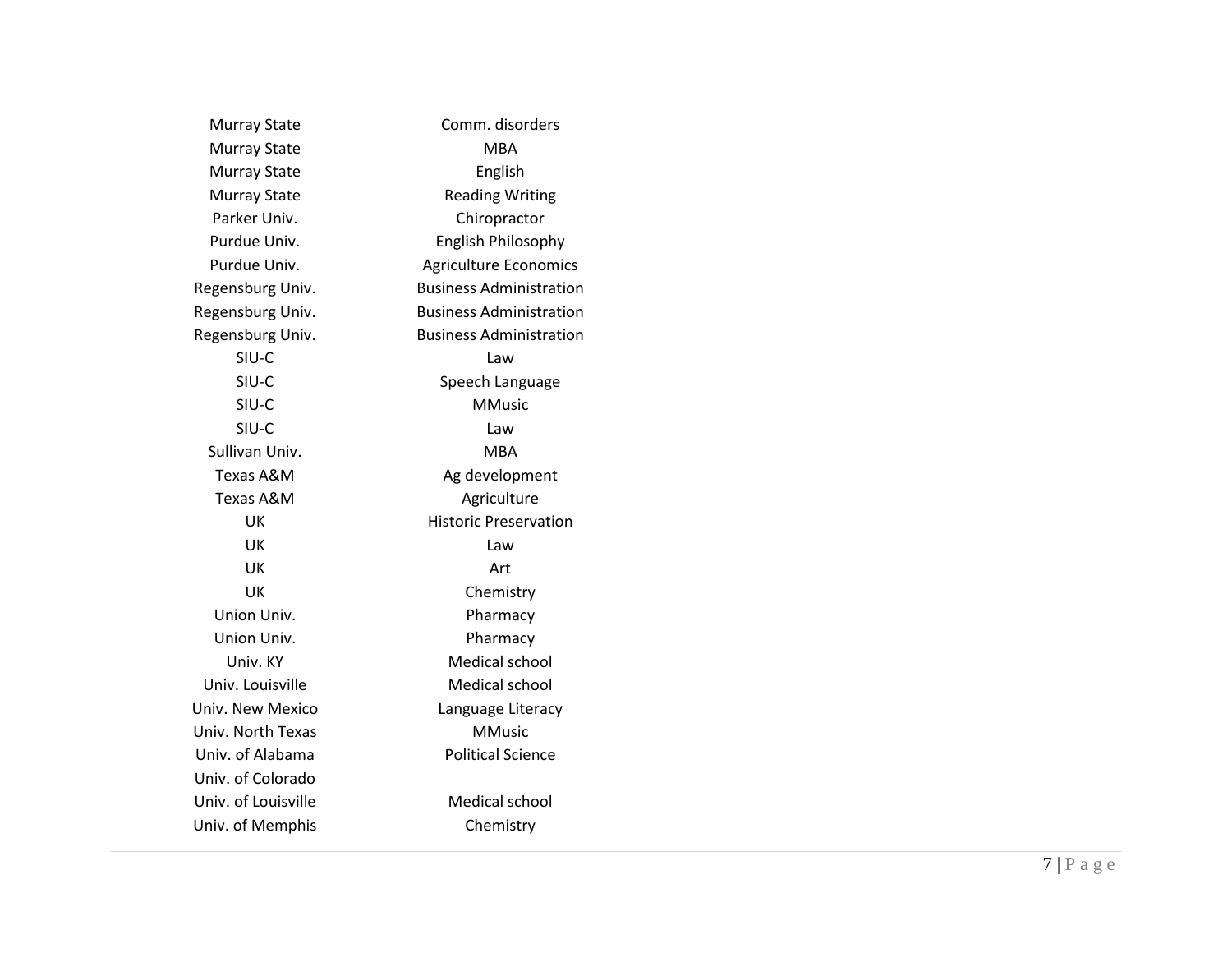| | |
|---|---|
| Murray State | Comm. disorders |
| Murray State | MBA |
| Murray State | English |
| Murray State | Reading Writing |
| Parker Univ. | Chiropractor |
| Purdue Univ. | English Philosophy |
| Purdue Univ. | Agriculture Economics |
| Regensburg Univ. | Business Administration |
| Regensburg Univ. | Business Administration |
| Regensburg Univ. | Business Administration |
| SIU-C | Law |
| SIU-C | Speech Language |
| SIU-C | MMusic |
| SIU-C | Law |
| Sullivan Univ. | MBA |
| Texas A&M | Ag development |
| Texas A&M | Agriculture |
| UK | Historic Preservation |
| UK | Law |
| UK | Art |
| UK | Chemistry |
| Union Univ. | Pharmacy |
| Union Univ. | Pharmacy |
| Univ. KY | Medical school |
| Univ. Louisville | Medical school |
| Univ. New Mexico | Language Literacy |
| Univ. North Texas | MMusic |
| Univ. of Alabama | Political Science |
| Univ. of Colorado | |
| Univ. of Louisville | Medical school |
| Univ. of Memphis | Chemistry |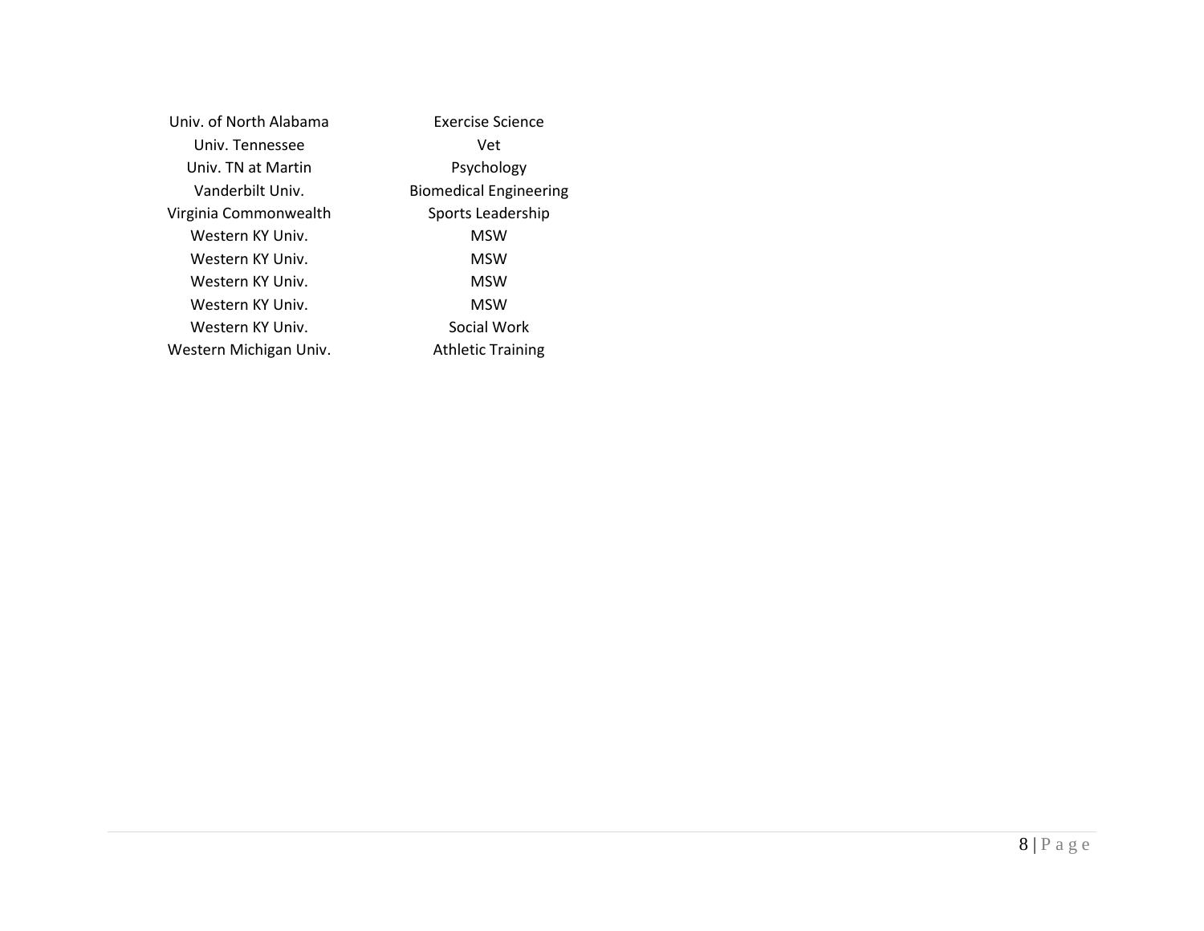| | |
|---|---|
| Univ. of North Alabama | Exercise Science |
| Univ. Tennessee | Vet |
| Univ. TN at Martin | Psychology |
| Vanderbilt Univ. | Biomedical Engineering |
| Virginia Commonwealth | Sports Leadership |
| Western KY Univ. | MSW |
| Western KY Univ. | MSW |
| Western KY Univ. | MSW |
| Western KY Univ. | MSW |
| Western KY Univ. | Social Work |
| Western Michigan Univ. | Athletic Training |